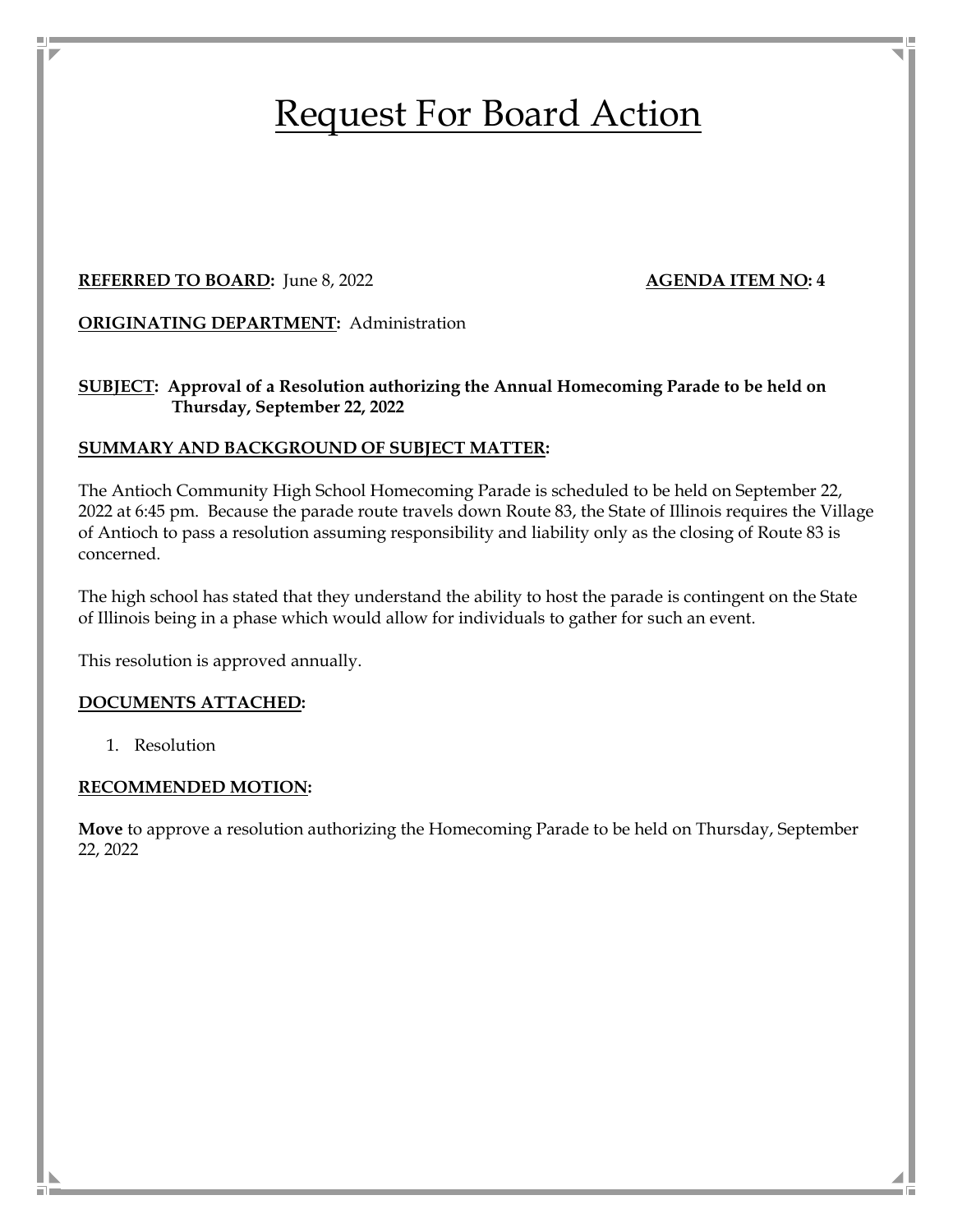# Request For Board Action

**REFERRED TO BOARD:** June 8, 2022 **AGENDA ITEM NO: 4**

**ORIGINATING DEPARTMENT:** Administration

**SUBJECT: Approval of a Resolution authorizing the Annual Homecoming Parade to be held on Thursday, September 22, 2022**

**SUMMARY AND BACKGROUND OF SUBJECT MATTER:**

The Antioch Community High School Homecoming Parade is scheduled to be held on September 22, 2022 at 6:45 pm. Because the parade route travels down Route 83, the State of Illinois requires the Village of Antioch to pass a resolution assuming responsibility and liability only as the closing of Route 83 is concerned.

The high school has stated that they understand the ability to host the parade is contingent on the State of Illinois being in a phase which would allow for individuals to gather for such an event.

This resolution is approved annually.

**DOCUMENTS ATTACHED:**

1. Resolution

**RECOMMENDED MOTION:**

**Move** to approve a resolution authorizing the Homecoming Parade to be held on Thursday, September 22, 2022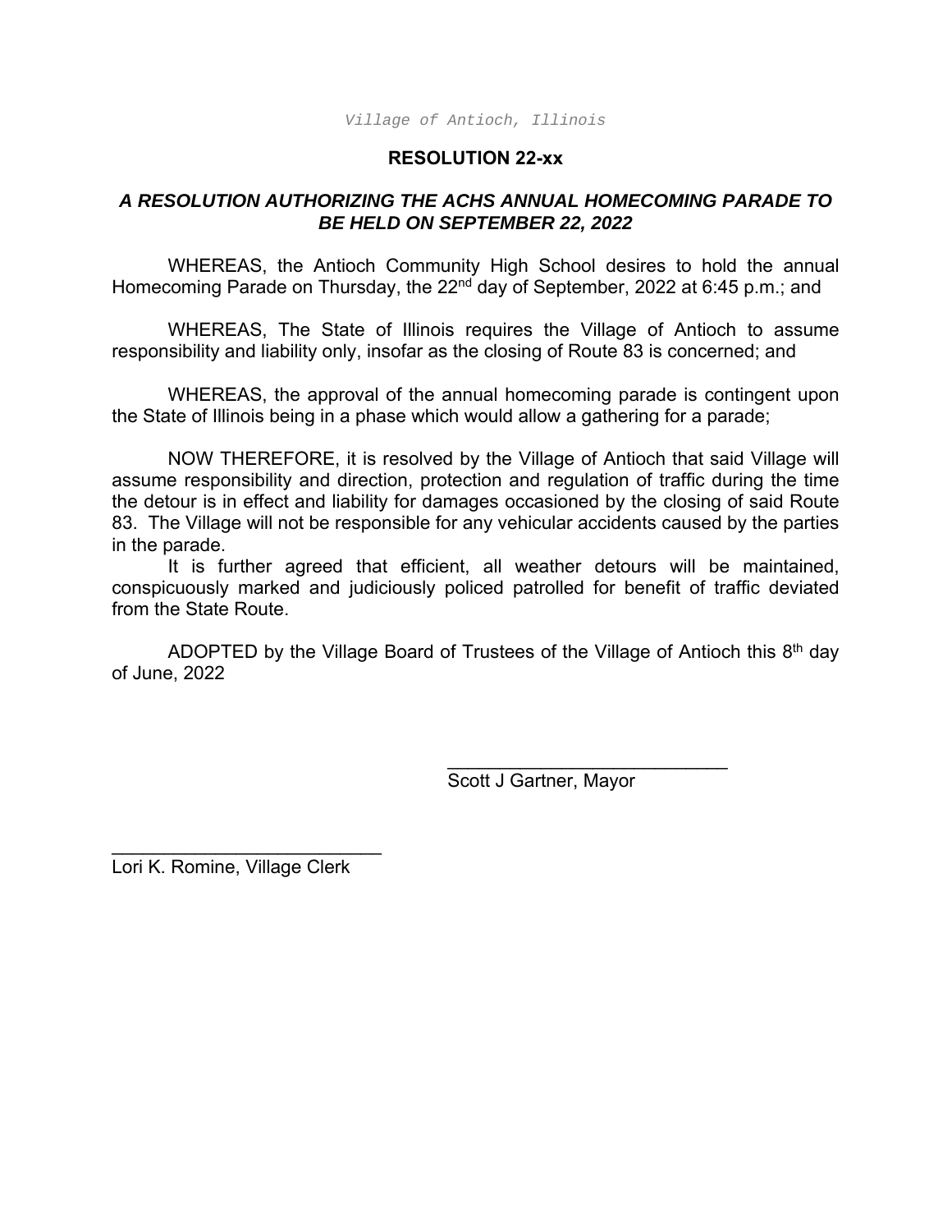*Village of Antioch, Illinois*

**RESOLUTION 22-xx**

***A RESOLUTION AUTHORIZING THE ACHS ANNUAL HOMECOMING PARADE TO BE HELD ON SEPTEMBER 22, 2022***

WHEREAS, the Antioch Community High School desires to hold the annual Homecoming Parade on Thursday, the 22nd day of September, 2022 at 6:45 p.m.; and

WHEREAS, The State of Illinois requires the Village of Antioch to assume responsibility and liability only, insofar as the closing of Route 83 is concerned; and

WHEREAS, the approval of the annual homecoming parade is contingent upon the State of Illinois being in a phase which would allow a gathering for a parade;

NOW THEREFORE, it is resolved by the Village of Antioch that said Village will assume responsibility and direction, protection and regulation of traffic during the time the detour is in effect and liability for damages occasioned by the closing of said Route 83. The Village will not be responsible for any vehicular accidents caused by the parties in the parade.

It is further agreed that efficient, all weather detours will be maintained, conspicuously marked and judiciously policed patrolled for benefit of traffic deviated from the State Route.

ADOPTED by the Village Board of Trustees of the Village of Antioch this 8th day of June, 2022

\_\_\_\_\_\_\_\_\_\_\_\_\_\_\_\_\_\_\_\_\_\_\_\_\_\_\_\_
Scott J Gartner, Mayor

\_\_\_\_\_\_\_\_\_\_\_\_\_\_\_\_\_\_\_\_\_\_\_\_\_\_\_\_
Lori K. Romine, Village Clerk